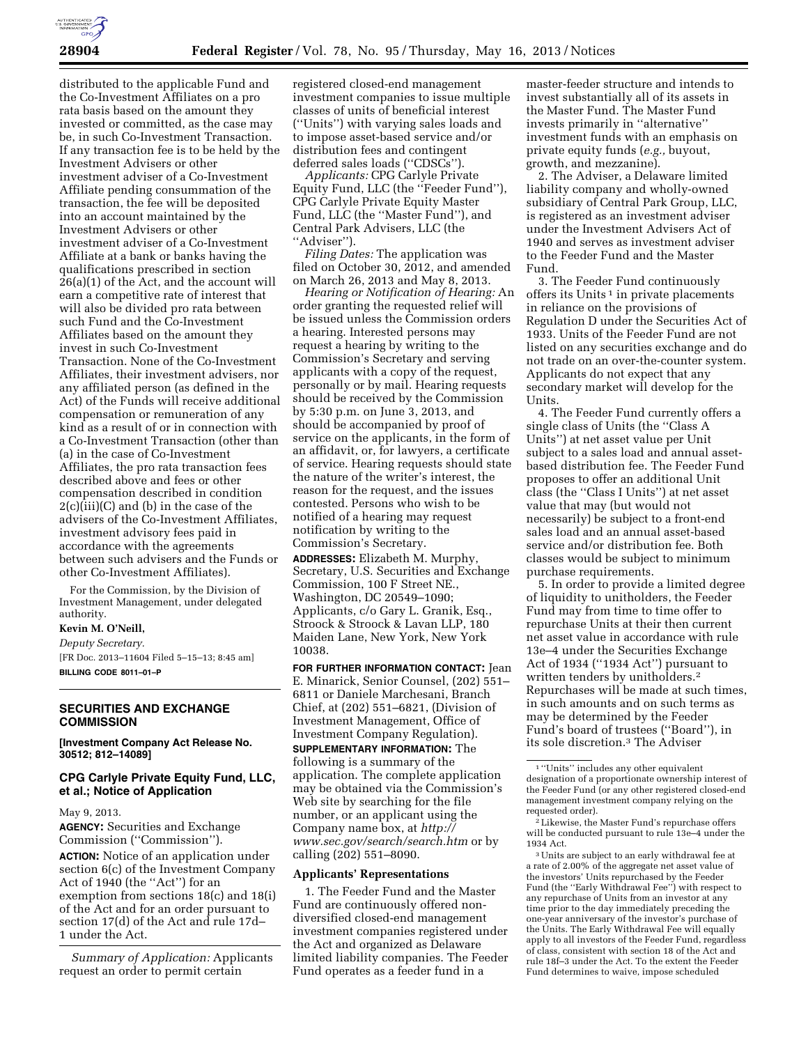distributed to the applicable Fund and the Co-Investment Affiliates on a pro rata basis based on the amount they invested or committed, as the case may be, in such Co-Investment Transaction. If any transaction fee is to be held by the Investment Advisers or other investment adviser of a Co-Investment Affiliate pending consummation of the transaction, the fee will be deposited into an account maintained by the Investment Advisers or other investment adviser of a Co-Investment Affiliate at a bank or banks having the qualifications prescribed in section 26(a)(1) of the Act, and the account will earn a competitive rate of interest that will also be divided pro rata between such Fund and the Co-Investment Affiliates based on the amount they invest in such Co-Investment Transaction. None of the Co-Investment Affiliates, their investment advisers, nor any affiliated person (as defined in the Act) of the Funds will receive additional compensation or remuneration of any kind as a result of or in connection with a Co-Investment Transaction (other than (a) in the case of Co-Investment Affiliates, the pro rata transaction fees described above and fees or other compensation described in condition 2(c)(iii)(C) and (b) in the case of the advisers of the Co-Investment Affiliates, investment advisory fees paid in accordance with the agreements between such advisers and the Funds or other Co-Investment Affiliates).

For the Commission, by the Division of Investment Management, under delegated authority.

**Kevin M. O'Neill,**

*Deputy Secretary.*

[FR Doc. 2013–11604 Filed 5–15–13; 8:45 am]

**BILLING CODE 8011–01–P**

---

## SECURITIES AND EXCHANGE COMMISSION

**[Investment Company Act Release No. 30512; 812–14089]**

## CPG Carlyle Private Equity Fund, LLC, et al.; Notice of Application

May 9, 2013.

**AGENCY:** Securities and Exchange Commission ("Commission").

**ACTION:** Notice of an application under section 6(c) of the Investment Company Act of 1940 (the "Act") for an exemption from sections 18(c) and 18(i) of the Act and for an order pursuant to section 17(d) of the Act and rule 17d–1 under the Act.

*Summary of Application:* Applicants request an order to permit certain registered closed-end management investment companies to issue multiple classes of units of beneficial interest ("Units") with varying sales loads and to impose asset-based service and/or distribution fees and contingent deferred sales loads ("CDSCs").

*Applicants:* CPG Carlyle Private Equity Fund, LLC (the "Feeder Fund"), CPG Carlyle Private Equity Master Fund, LLC (the "Master Fund"), and Central Park Advisers, LLC (the "Adviser").

*Filing Dates:* The application was filed on October 30, 2012, and amended on March 26, 2013 and May 8, 2013.

*Hearing or Notification of Hearing:* An order granting the requested relief will be issued unless the Commission orders a hearing. Interested persons may request a hearing by writing to the Commission's Secretary and serving applicants with a copy of the request, personally or by mail. Hearing requests should be received by the Commission by 5:30 p.m. on June 3, 2013, and should be accompanied by proof of service on the applicants, in the form of an affidavit, or, for lawyers, a certificate of service. Hearing requests should state the nature of the writer's interest, the reason for the request, and the issues contested. Persons who wish to be notified of a hearing may request notification by writing to the Commission's Secretary.

**ADDRESSES:** Elizabeth M. Murphy, Secretary, U.S. Securities and Exchange Commission, 100 F Street NE., Washington, DC 20549–1090; Applicants, c/o Gary L. Granik, Esq., Stroock & Stroock & Lavan LLP, 180 Maiden Lane, New York, New York 10038.

**FOR FURTHER INFORMATION CONTACT:** Jean E. Minarick, Senior Counsel, (202) 551–6811 or Daniele Marchesani, Branch Chief, at (202) 551–6821, (Division of Investment Management, Office of Investment Company Regulation).

**SUPPLEMENTARY INFORMATION:** The following is a summary of the application. The complete application may be obtained via the Commission's Web site by searching for the file number, or an applicant using the Company name box, at *http://www.sec.gov/search/search.htm* or by calling (202) 551–8090.

### Applicants' Representations

1. The Feeder Fund and the Master Fund are continuously offered non-diversified closed-end management investment companies registered under the Act and organized as Delaware limited liability companies. The Feeder Fund operates as a feeder fund in a master-feeder structure and intends to invest substantially all of its assets in the Master Fund. The Master Fund invests primarily in "alternative" investment funds with an emphasis on private equity funds (*e.g.,* buyout, growth, and mezzanine).

2. The Adviser, a Delaware limited liability company and wholly-owned subsidiary of Central Park Group, LLC, is registered as an investment adviser under the Investment Advisers Act of 1940 and serves as investment adviser to the Feeder Fund and the Master Fund.

3. The Feeder Fund continuously offers its Units [1] in private placements in reliance on the provisions of Regulation D under the Securities Act of 1933. Units of the Feeder Fund are not listed on any securities exchange and do not trade on an over-the-counter system. Applicants do not expect that any secondary market will develop for the Units.

4. The Feeder Fund currently offers a single class of Units (the "Class A Units") at net asset value per Unit subject to a sales load and annual asset-based distribution fee. The Feeder Fund proposes to offer an additional Unit class (the "Class I Units") at net asset value that may (but would not necessarily) be subject to a front-end sales load and an annual asset-based service and/or distribution fee. Both classes would be subject to minimum purchase requirements.

5. In order to provide a limited degree of liquidity to unitholders, the Feeder Fund may from time to time offer to repurchase Units at their then current net asset value in accordance with rule 13e–4 under the Securities Exchange Act of 1934 ("1934 Act") pursuant to written tenders by unitholders.[2] Repurchases will be made at such times, in such amounts and on such terms as may be determined by the Feeder Fund's board of trustees ("Board"), in its sole discretion.[3] The Adviser

---

[1] "Units" includes any other equivalent designation of a proportionate ownership interest of the Feeder Fund (or any other registered closed-end management investment company relying on the requested order).

[2] Likewise, the Master Fund's repurchase offers will be conducted pursuant to rule 13e–4 under the 1934 Act.

[3] Units are subject to an early withdrawal fee at a rate of 2.00% of the aggregate net asset value of the investors' Units repurchased by the Feeder Fund (the "Early Withdrawal Fee") with respect to any repurchase of Units from an investor at any time prior to the day immediately preceding the one-year anniversary of the investor's purchase of the Units. The Early Withdrawal Fee will equally apply to all investors of the Feeder Fund, regardless of class, consistent with section 18 of the Act and rule 18f–3 under the Act. To the extent the Feeder Fund determines to waive, impose scheduled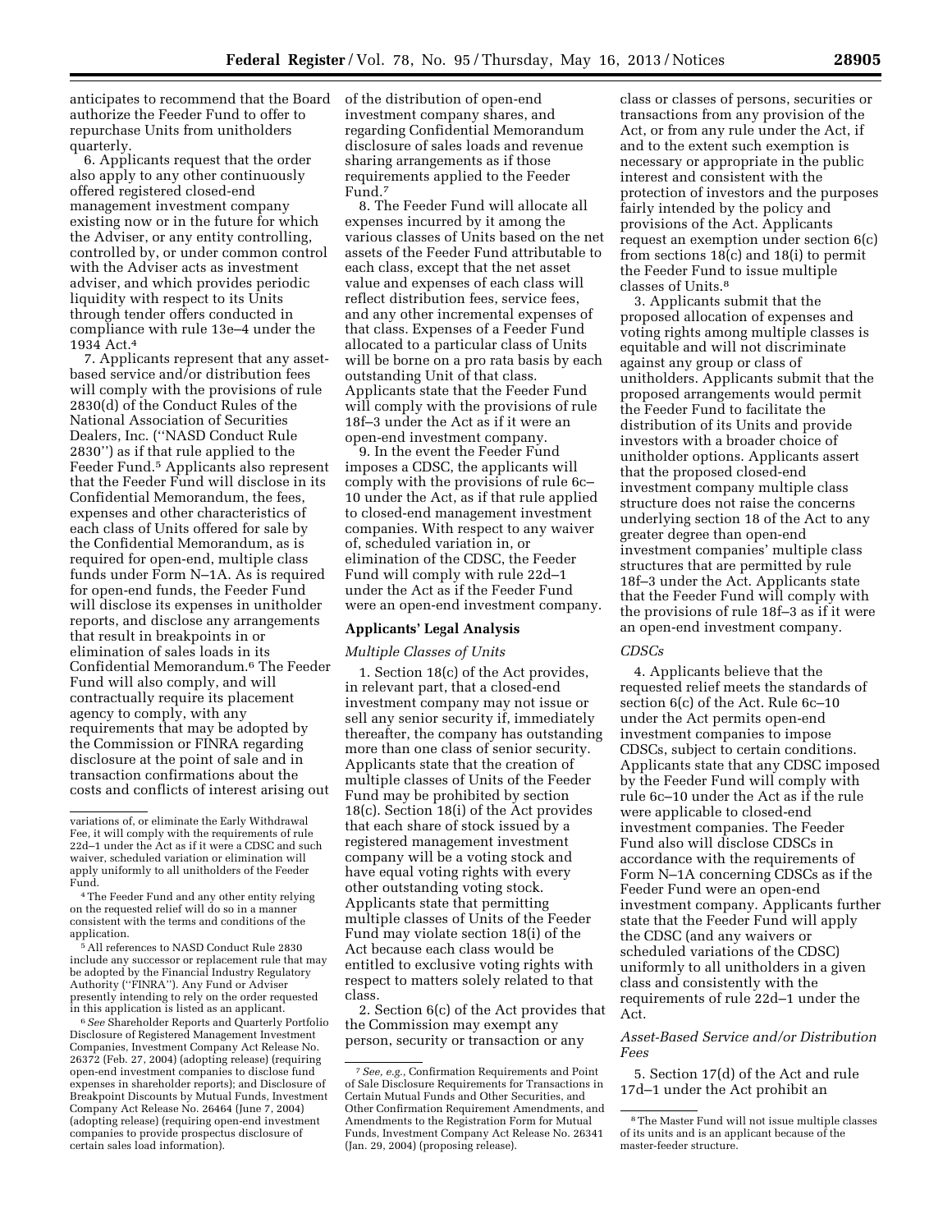anticipates to recommend that the Board authorize the Feeder Fund to offer to repurchase Units from unitholders quarterly.

6. Applicants request that the order also apply to any other continuously offered registered closed-end management investment company existing now or in the future for which the Adviser, or any entity controlling, controlled by, or under common control with the Adviser acts as investment adviser, and which provides periodic liquidity with respect to its Units through tender offers conducted in compliance with rule 13e–4 under the 1934 Act.[4]

7. Applicants represent that any asset-based service and/or distribution fees will comply with the provisions of rule 2830(d) of the Conduct Rules of the National Association of Securities Dealers, Inc. (''NASD Conduct Rule 2830'') as if that rule applied to the Feeder Fund.[5] Applicants also represent that the Feeder Fund will disclose in its Confidential Memorandum, the fees, expenses and other characteristics of each class of Units offered for sale by the Confidential Memorandum, as is required for open-end, multiple class funds under Form N–1A. As is required for open-end funds, the Feeder Fund will disclose its expenses in unitholder reports, and disclose any arrangements that result in breakpoints in or elimination of sales loads in its Confidential Memorandum.[6] The Feeder Fund will also comply, and will contractually require its placement agency to comply, with any requirements that may be adopted by the Commission or FINRA regarding disclosure at the point of sale and in transaction confirmations about the costs and conflicts of interest arising out of the distribution of open-end investment company shares, and regarding Confidential Memorandum disclosure of sales loads and revenue sharing arrangements as if those requirements applied to the Feeder Fund.[7]

8. The Feeder Fund will allocate all expenses incurred by it among the various classes of Units based on the net assets of the Feeder Fund attributable to each class, except that the net asset value and expenses of each class will reflect distribution fees, service fees, and any other incremental expenses of that class. Expenses of a Feeder Fund allocated to a particular class of Units will be borne on a pro rata basis by each outstanding Unit of that class. Applicants state that the Feeder Fund will comply with the provisions of rule 18f–3 under the Act as if it were an open-end investment company.

9. In the event the Feeder Fund imposes a CDSC, the applicants will comply with the provisions of rule 6c–10 under the Act, as if that rule applied to closed-end management investment companies. With respect to any waiver of, scheduled variation in, or elimination of the CDSC, the Feeder Fund will comply with rule 22d–1 under the Act as if the Feeder Fund were an open-end investment company.

## Applicants' Legal Analysis

### *Multiple Classes of Units*

1. Section 18(c) of the Act provides, in relevant part, that a closed-end investment company may not issue or sell any senior security if, immediately thereafter, the company has outstanding more than one class of senior security. Applicants state that the creation of multiple classes of Units of the Feeder Fund may be prohibited by section 18(c). Section 18(i) of the Act provides that each share of stock issued by a registered management investment company will be a voting stock and have equal voting rights with every other outstanding voting stock. Applicants state that permitting multiple classes of Units of the Feeder Fund may violate section 18(i) of the Act because each class would be entitled to exclusive voting rights with respect to matters solely related to that class.

2. Section 6(c) of the Act provides that the Commission may exempt any person, security or transaction or any class or classes of persons, securities or transactions from any provision of the Act, or from any rule under the Act, if and to the extent such exemption is necessary or appropriate in the public interest and consistent with the protection of investors and the purposes fairly intended by the policy and provisions of the Act. Applicants request an exemption under section 6(c) from sections 18(c) and 18(i) to permit the Feeder Fund to issue multiple classes of Units.[8]

3. Applicants submit that the proposed allocation of expenses and voting rights among multiple classes is equitable and will not discriminate against any group or class of unitholders. Applicants submit that the proposed arrangements would permit the Feeder Fund to facilitate the distribution of its Units and provide investors with a broader choice of unitholder options. Applicants assert that the proposed closed-end investment company multiple class structure does not raise the concerns underlying section 18 of the Act to any greater degree than open-end investment companies' multiple class structures that are permitted by rule 18f–3 under the Act. Applicants state that the Feeder Fund will comply with the provisions of rule 18f–3 as if it were an open-end investment company.

### *CDSCs*

4. Applicants believe that the requested relief meets the standards of section 6(c) of the Act. Rule 6c–10 under the Act permits open-end investment companies to impose CDSCs, subject to certain conditions. Applicants state that any CDSC imposed by the Feeder Fund will comply with rule 6c–10 under the Act as if the rule were applicable to closed-end investment companies. The Feeder Fund also will disclose CDSCs in accordance with the requirements of Form N–1A concerning CDSCs as if the Feeder Fund were an open-end investment company. Applicants further state that the Feeder Fund will apply the CDSC (and any waivers or scheduled variations of the CDSC) uniformly to all unitholders in a given class and consistently with the requirements of rule 22d–1 under the Act.

### *Asset-Based Service and/or Distribution Fees*

5. Section 17(d) of the Act and rule 17d–1 under the Act prohibit an

---

variations of, or eliminate the Early Withdrawal Fee, it will comply with the requirements of rule 22d–1 under the Act as if it were a CDSC and such waiver, scheduled variation or elimination will apply uniformly to all unitholders of the Feeder Fund.

[4] The Feeder Fund and any other entity relying on the requested relief will do so in a manner consistent with the terms and conditions of the application.

[5] All references to NASD Conduct Rule 2830 include any successor or replacement rule that may be adopted by the Financial Industry Regulatory Authority (''FINRA''). Any Fund or Adviser presently intending to rely on the order requested in this application is listed as an applicant.

[6] *See* Shareholder Reports and Quarterly Portfolio Disclosure of Registered Management Investment Companies, Investment Company Act Release No. 26372 (Feb. 27, 2004) (adopting release) (requiring open-end investment companies to disclose fund expenses in shareholder reports); and Disclosure of Breakpoint Discounts by Mutual Funds, Investment Company Act Release No. 26464 (June 7, 2004) (adopting release) (requiring open-end investment companies to provide prospectus disclosure of certain sales load information).

[7] *See, e.g.,* Confirmation Requirements and Point of Sale Disclosure Requirements for Transactions in Certain Mutual Funds and Other Securities, and Other Confirmation Requirement Amendments, and Amendments to the Registration Form for Mutual Funds, Investment Company Act Release No. 26341 (Jan. 29, 2004) (proposing release).

[8] The Master Fund will not issue multiple classes of its units and is an applicant because of the master-feeder structure.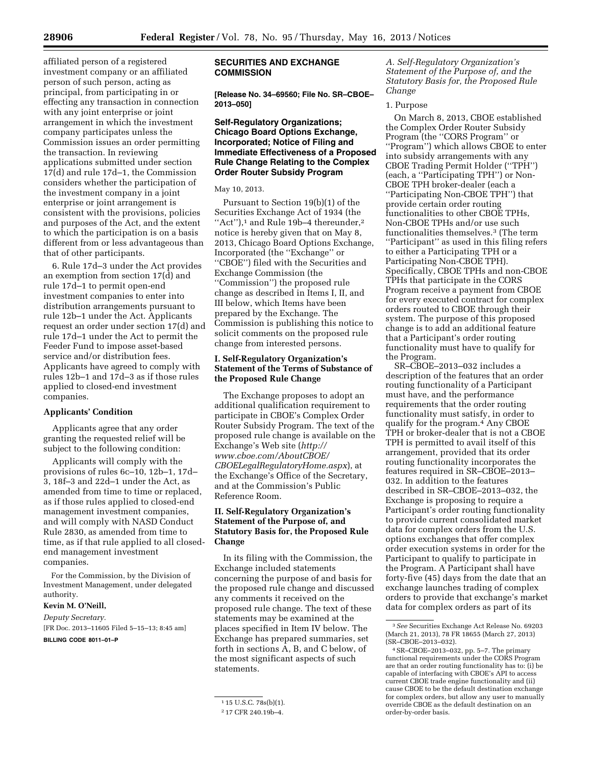affiliated person of a registered investment company or an affiliated person of such person, acting as principal, from participating in or effecting any transaction in connection with any joint enterprise or joint arrangement in which the investment company participates unless the Commission issues an order permitting the transaction. In reviewing applications submitted under section 17(d) and rule 17d–1, the Commission considers whether the participation of the investment company in a joint enterprise or joint arrangement is consistent with the provisions, policies and purposes of the Act, and the extent to which the participation is on a basis different from or less advantageous than that of other participants.

6. Rule 17d–3 under the Act provides an exemption from section 17(d) and rule 17d–1 to permit open-end investment companies to enter into distribution arrangements pursuant to rule 12b–1 under the Act. Applicants request an order under section 17(d) and rule 17d–1 under the Act to permit the Feeder Fund to impose asset-based service and/or distribution fees. Applicants have agreed to comply with rules 12b–1 and 17d–3 as if those rules applied to closed-end investment companies.

**Applicants' Condition**

Applicants agree that any order granting the requested relief will be subject to the following condition:

Applicants will comply with the provisions of rules 6c–10, 12b–1, 17d–3, 18f–3 and 22d–1 under the Act, as amended from time to time or replaced, as if those rules applied to closed-end management investment companies, and will comply with NASD Conduct Rule 2830, as amended from time to time, as if that rule applied to all closed-end management investment companies.

For the Commission, by the Division of Investment Management, under delegated authority.

**Kevin M. O'Neill,**

*Deputy Secretary.*

[FR Doc. 2013–11605 Filed 5–15–13; 8:45 am]

**BILLING CODE 8011–01–P**

## SECURITIES AND EXCHANGE COMMISSION

**[Release No. 34–69560; File No. SR–CBOE–2013–050]**

## Self-Regulatory Organizations; Chicago Board Options Exchange, Incorporated; Notice of Filing and Immediate Effectiveness of a Proposed Rule Change Relating to the Complex Order Router Subsidy Program

May 10, 2013.

Pursuant to Section 19(b)(1) of the Securities Exchange Act of 1934 (the "Act"),[1] and Rule 19b–4 thereunder,[2] notice is hereby given that on May 8, 2013, Chicago Board Options Exchange, Incorporated (the "Exchange" or "CBOE") filed with the Securities and Exchange Commission (the "Commission") the proposed rule change as described in Items I, II, and III below, which Items have been prepared by the Exchange. The Commission is publishing this notice to solicit comments on the proposed rule change from interested persons.

### I. Self-Regulatory Organization's Statement of the Terms of Substance of the Proposed Rule Change

The Exchange proposes to adopt an additional qualification requirement to participate in CBOE's Complex Order Router Subsidy Program. The text of the proposed rule change is available on the Exchange's Web site (*http://www.cboe.com/AboutCBOE/CBOELegalRegulatoryHome.aspx*), at the Exchange's Office of the Secretary, and at the Commission's Public Reference Room.

### II. Self-Regulatory Organization's Statement of the Purpose of, and Statutory Basis for, the Proposed Rule Change

In its filing with the Commission, the Exchange included statements concerning the purpose of and basis for the proposed rule change and discussed any comments it received on the proposed rule change. The text of these statements may be examined at the places specified in Item IV below. The Exchange has prepared summaries, set forth in sections A, B, and C below, of the most significant aspects of such statements.

[1] 15 U.S.C. 78s(b)(1).

[2] 17 CFR 240.19b–4.

*A. Self-Regulatory Organization's Statement of the Purpose of, and the Statutory Basis for, the Proposed Rule Change*

1. Purpose

On March 8, 2013, CBOE established the Complex Order Router Subsidy Program (the "CORS Program" or "Program") which allows CBOE to enter into subsidy arrangements with any CBOE Trading Permit Holder ("TPH") (each, a "Participating TPH") or Non-CBOE TPH broker-dealer (each a "Participating Non-CBOE TPH") that provide certain order routing functionalities to other CBOE TPHs, Non-CBOE TPHs and/or use such functionalities themselves.[3] (The term "Participant" as used in this filing refers to either a Participating TPH or a Participating Non-CBOE TPH). Specifically, CBOE TPHs and non-CBOE TPHs that participate in the CORS Program receive a payment from CBOE for every executed contract for complex orders routed to CBOE through their system. The purpose of this proposed change is to add an additional feature that a Participant's order routing functionality must have to qualify for the Program.

SR–CBOE–2013–032 includes a description of the features that an order routing functionality of a Participant must have, and the performance requirements that the order routing functionality must satisfy, in order to qualify for the program.[4] Any CBOE TPH or broker-dealer that is not a CBOE TPH is permitted to avail itself of this arrangement, provided that its order routing functionality incorporates the features required in SR–CBOE–2013–032. In addition to the features described in SR–CBOE–2013–032, the Exchange is proposing to require a Participant's order routing functionality to provide current consolidated market data for complex orders from the U.S. options exchanges that offer complex order execution systems in order for the Participant to qualify to participate in the Program. A Participant shall have forty-five (45) days from the date that an exchange launches trading of complex orders to provide that exchange's market data for complex orders as part of its

[3] *See* Securities Exchange Act Release No. 69203 (March 21, 2013), 78 FR 18655 (March 27, 2013) (SR–CBOE–2013–032).

[4] SR–CBOE–2013–032, pp. 5–7. The primary functional requirements under the CORS Program are that an order routing functionality has to: (i) be capable of interfacing with CBOE's API to access current CBOE trade engine functionality and (ii) cause CBOE to be the default destination exchange for complex orders, but allow any user to manually override CBOE as the default destination on an order-by-order basis.